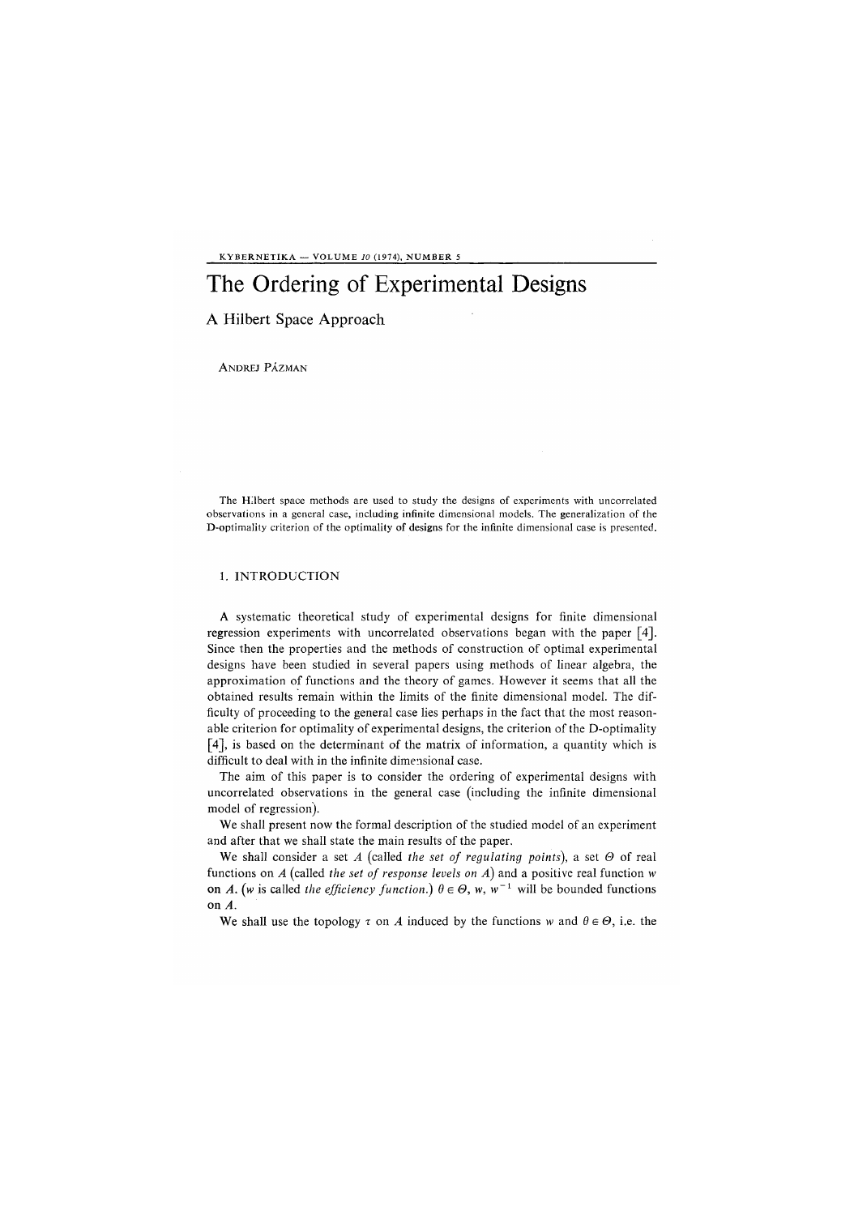# The Ordering of Experimental Designs

## A Hilbert Space Approach

ANDREJ PÁZMAN

The Hilbert space methods are used to study the designs of experiments with uncorrelated observations in a general case, including infinite dimensional models. The generalization of the D-optimality criterion of the optimality of designs for the infinite dimensional case is presented.

### 1. INTRODUCTION

A systematic theoretical study of experimental designs for finite dimensional regression experiments with uncorrelated observations began with the paper [4]. Since then the properties and the methods of construction of optimal experimental designs have been studied in several papers using methods of linear algebra, the approximation of functions and the theory of games. However it seems that all the obtained results remain within the limits of the finite dimensional model. The difficulty of proceeding to the general case lies perhaps in the fact that the most reasonable criterion for optimality of experimental designs, the criterion of the D-optimality [4], is based on the determinant of the matrix of information, a quantity which is difficult to deal with in the infinite dimensional case.

The aim of this paper is to consider the ordering of experimental designs with uncorrelated observations in the general case (including the infinite dimensional model of regression).

We shall present now the formal description of the studied model of an experiment and after that we shall state the main results of the paper.

We shall consider a set $A$ (called *the set of regulating points*), a set $\Theta$ of real functions on $A$ (called *the set of response levels on A*) and a positive real function $w$ on $A$. ($w$ is called *the efficiency function*.) $\theta \in \Theta$, $w$, $w^{-1}$ will be bounded functions on $A$.

We shall use the topology $\tau$ on $A$ induced by the functions $w$ and $\theta \in \Theta$, i.e. the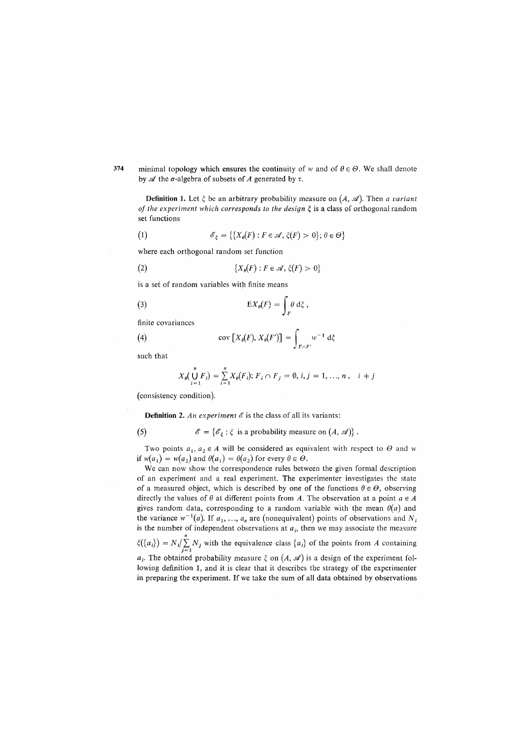minimal topology which ensures the continuity of $w$ and of $\theta \in \Theta$. We shall denote by $\mathscr{A}$ the $\sigma$-algebra of subsets of $A$ generated by $\tau$.

**Definition 1.** Let $\xi$ be an arbitrary probability measure on $(A, \mathscr{A})$. Then *a variant of the experiment which corresponds to the design* $\xi$ is a class of orthogonal random set functions

$$\mathscr{E}_\xi = \{\{X_\theta(F) : F \in \mathscr{A}, \xi(F) > 0\}; \theta \in \Theta\} \tag{1}$$

where each orthogonal random set function

$$\{X_\theta(F) : F \in \mathscr{A}, \xi(F) > 0\} \tag{2}$$

is a set of random variables with finite means

$$\mathrm{E} X_\theta(F) = \int_F \theta \, \mathrm{d}\xi \,, \tag{3}$$

finite covariances

$$\operatorname{cov}\left[X_\theta(F), X_\theta(F')\right] = \int_{F \cap F'} w^{-1} \, \mathrm{d}\xi \tag{4}$$

such that

$$X_\theta\left(\bigcup_{i=1}^{n} F_i\right) = \sum_{i=1}^{n} X_\theta(F_i); \; F_i \cap F_j = \emptyset, \; i, j = 1, \ldots, n \,, \quad i \neq j$$

(consistency condition).

**Definition 2.** *An experiment* $\mathscr{E}$ is the class of all its variants:

$$\mathscr{E} = \{\mathscr{E}_\xi : \xi \text{ is a probability measure on } (A, \mathscr{A})\} \,. \tag{5}$$

Two points $a_1, a_2 \in A$ will be considered as equivalent with respect to $\Theta$ and $w$ if $w(a_1) = w(a_2)$ and $\theta(a_1) = \theta(a_2)$ for every $\theta \in \Theta$.

We can now show the correspondence rules between the given formal description of an experiment and a real experiment. The experimenter investigates the state of a measured object, which is described by one of the functions $\theta \in \Theta$, observing directly the values of $\theta$ at different points from $A$. The observation at a point $a \in A$ gives random data, corresponding to a random variable with the mean $\theta(a)$ and the variance $w^{-1}(a)$. If $a_1, \ldots, a_n$ are (nonequivalent) points of observations and $N_i$ is the number of independent observations at $a_i$, then we may associate the measure $\xi(\{a_i\}) = N_i / \sum_{j=1}^{n} N_j$ with the equivalence class $\{a_i\}$ of the points from $A$ containing $a_i$. The obtained probability measure $\xi$ on $(A, \mathscr{A})$ is a design of the experiment following definition 1, and it is clear that it describes the strategy of the experimenter in preparing the experiment. If we take the sum of all data obtained by observations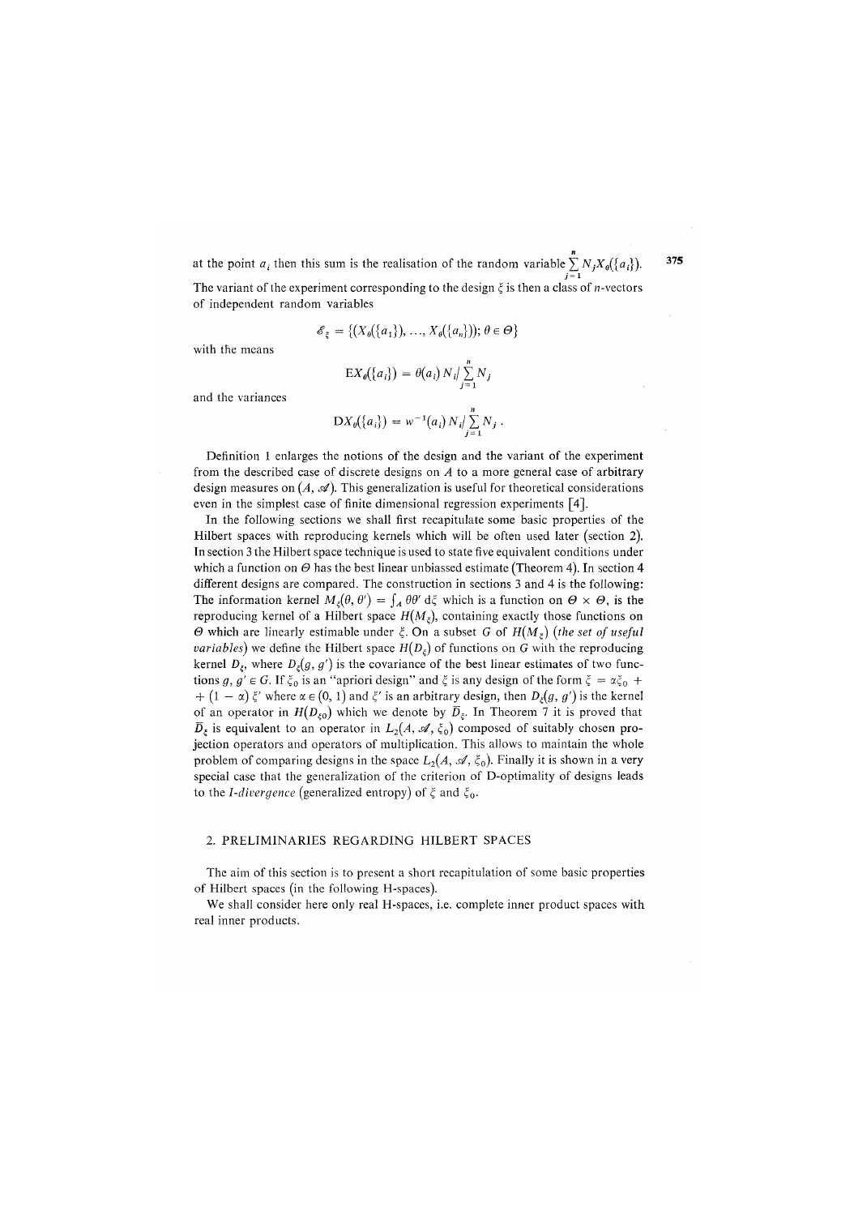at the point $a_i$ then this sum is the realisation of the random variable $\sum_{j=1}^{n} N_j X_\theta(\{a_i\})$.
The variant of the experiment corresponding to the design $\xi$ is then a class of $n$-vectors of independent random variables

$$\mathscr{E}_\xi = \{(X_\theta(\{a_1\}), \ldots, X_\theta(\{a_n\})); \theta \in \Theta\}$$

with the means

$$\mathrm{E}X_\theta(\{a_i\}) = \theta(a_i)\, N_i / \sum_{j=1}^{n} N_j$$

and the variances

$$\mathrm{D}X_\theta(\{a_i\}) = w^{-1}(a_i)\, N_i / \sum_{j=1}^{n} N_j\,.$$

Definition 1 enlarges the notions of the design and the variant of the experiment from the described case of discrete designs on $A$ to a more general case of arbitrary design measures on $(A, \mathscr{A})$. This generalization is useful for theoretical considerations even in the simplest case of finite dimensional regression experiments [4].

In the following sections we shall first recapitulate some basic properties of the Hilbert spaces with reproducing kernels which will be often used later (section 2). In section 3 the Hilbert space technique is used to state five equivalent conditions under which a function on $\Theta$ has the best linear unbiassed estimate (Theorem 4). In section 4 different designs are compared. The construction in sections 3 and 4 is the following: The information kernel $M_\xi(\theta, \theta') = \int_A \theta\theta' \,\mathrm{d}\xi$ which is a function on $\Theta \times \Theta$, is the reproducing kernel of a Hilbert space $H(M_\xi)$, containing exactly those functions on $\Theta$ which are linearly estimable under $\xi$. On a subset $G$ of $H(M_\xi)$ (*the set of useful variables*) we define the Hilbert space $H(D_\xi)$ of functions on $G$ with the reproducing kernel $D_\xi$, where $D_\xi(g, g')$ is the covariance of the best linear estimates of two functions $g, g' \in G$. If $\xi_0$ is an "apriori design" and $\xi$ is any design of the form $\xi = \alpha\xi_0 + (1 - \alpha)\,\xi'$ where $\alpha \in (0, 1)$ and $\xi'$ is an arbitrary design, then $D_\xi(g, g')$ is the kernel of an operator in $H(D_{\xi 0})$ which we denote by $\bar{D}_\xi$. In Theorem 7 it is proved that $\bar{D}_\xi$ is equivalent to an operator in $L_2(A, \mathscr{A}, \xi_0)$ composed of suitably chosen projection operators and operators of multiplication. This allows to maintain the whole problem of comparing designs in the space $L_2(A, \mathscr{A}, \xi_0)$. Finally it is shown in a very special case that the generalization of the criterion of D-optimality of designs leads to the *I-divergence* (generalized entropy) of $\xi$ and $\xi_0$.

## 2. PRELIMINARIES REGARDING HILBERT SPACES

The aim of this section is to present a short recapitulation of some basic properties of Hilbert spaces (in the following H-spaces).

We shall consider here only real H-spaces, i.e. complete inner product spaces with real inner products.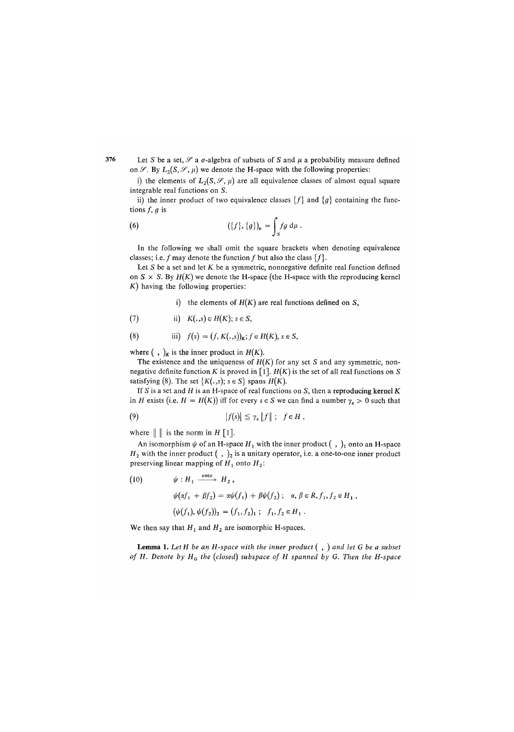Let $S$ be a set, $\mathscr{S}$ a $\sigma$-algebra of subsets of $S$ and $\mu$ a probability measure defined on $\mathscr{S}$. By $L_2(S, \mathscr{S}, \mu)$ we denote the H-space with the following properties:

i) the elements of $L_2(S, \mathscr{S}, \mu)$ are all equivalence classes of almost equal square integrable real functions on $S$.

ii) the inner product of two equivalence classes $\{f\}$ and $\{g\}$ containing the functions $f$, $g$ is

$$(6) \qquad (\{f\}, \{g\})_\mu = \int_S fg \, \mathrm{d}\mu \, .$$

In the following we shall omit the square brackets when denoting equivalence classes; i.e. $f$ may denote the function $f$ but also the class $\{f\}$.

Let $S$ be a set and let $K$ be a symmetric, nonnegative definite real function defined on $S \times S$. By $H(K)$ we denote the H-space (the H-space with the reproducing kernel $K$) having the following properties:

i) the elements of $H(K)$ are real functions defined on $S$,

$$(7) \qquad \text{ii) } K(.,s) \in H(K); \; s \in S,$$

$$(8) \qquad \text{iii) } f(s) = (f, K(.,s))_K; \; f \in H(K), \; s \in S,$$

where $( \; , \; )_K$ is the inner product in $H(K)$.

The existence and the uniqueness of $H(K)$ for any set $S$ and any symmetric, nonnegative definite function $K$ is proved in [1]. $H(K)$ is the set of all real functions on $S$ satisfying (8). The set $\{K(.,s); s \in S\}$ spans $H(K)$.

If $S$ is a set and $H$ is an H-space of real functions on $S$, then a **reproducing kernel** $K$ in $H$ exists (i.e. $H = H(K)$) iff for every $s \in S$ we can find a number $\gamma_s > 0$ such that

$$(9) \qquad |f(s)| \leqq \gamma_s \|f\| \; ; \quad f \in H \, ,$$

where $\| \; \|$ is the norm in $H$ [1].

An isomorphism $\psi$ of an H-space $H_1$ with the inner product $( \; , \; )_1$ onto an H-space $H_2$ with the inner product $( \; , \; )_2$ is a unitary operator, i.e. a one-to-one inner product preserving linear mapping of $H_1$ onto $H_2$:

$$(10) \qquad \psi : H_1 \xrightarrow{\text{onto}} H_2 \, ,$$

$$\psi(\alpha f_1 + \beta f_2) = \alpha \psi(f_1) + \beta \psi(f_2) \; ; \quad \alpha, \beta \in R, f_1, f_2 \in H_1 \, ,$$

$$(\psi(f_1), \psi(f_2))_2 = (f_1, f_2)_1 \; ; \quad f_1, f_2 \in H_1 \, .$$

We then say that $H_1$ and $H_2$ are isomorphic H-spaces.

**Lemma 1.** *Let $H$ be an H-space with the inner product $( \; , \; )$ and let $G$ be a subset of $H$. Denote by $H_G$ the (closed) subspace of $H$ spanned by $G$. Then the H-space*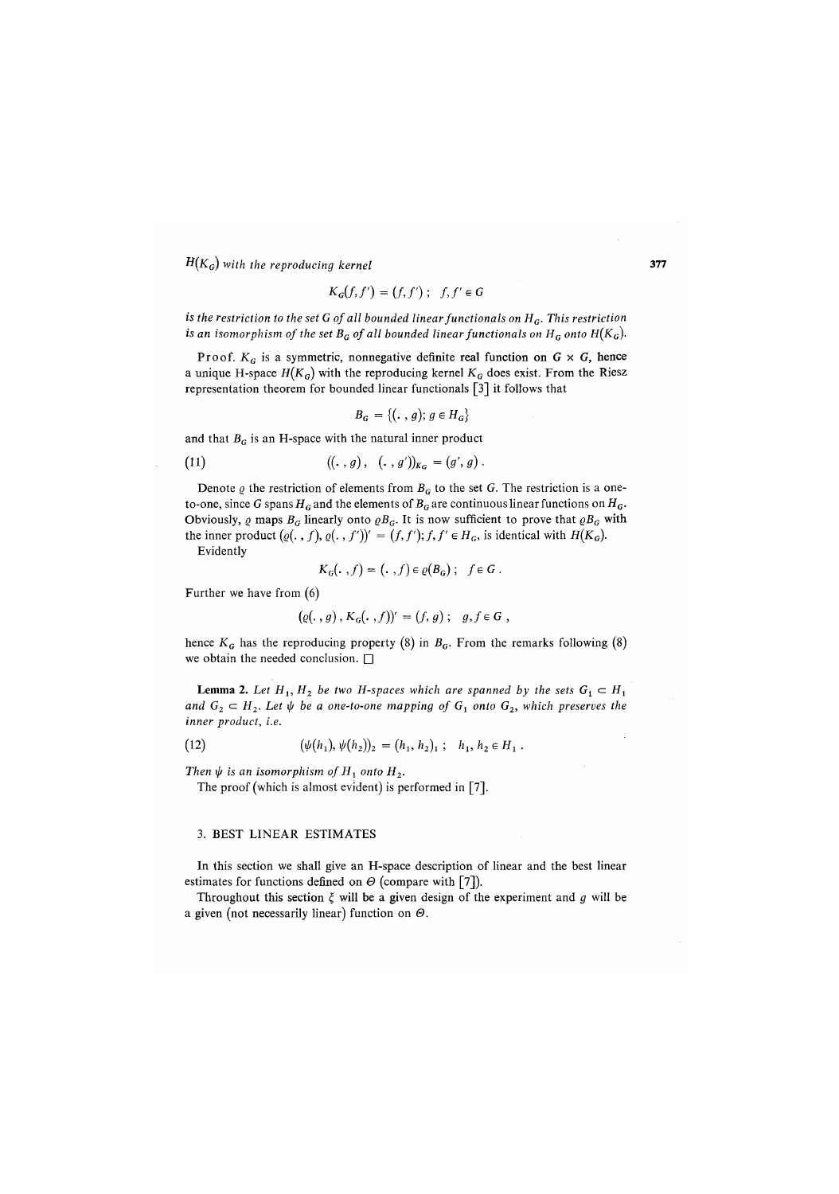$H(K_G)$ *with the reproducing kernel*

$$K_G(f, f') = (f, f')\,; \quad f, f' \in G$$

*is the restriction to the set G of all bounded linear functionals on* $H_G$. *This restriction is an isomorphism of the set* $B_G$ *of all bounded linear functionals on* $H_G$ *onto* $H(K_G)$.

Proof. $K_G$ is a symmetric, nonnegative definite real function on $G \times G$, hence a unique H-space $H(K_G)$ with the reproducing kernel $K_G$ does exist. From the Riesz representation theorem for bounded linear functionals [3] it follows that

$$B_G = \{(.\,, g);\, g \in H_G\}$$

and that $B_G$ is an H-space with the natural inner product

$$((.\,, g)\,,\ (.\,, g'))_{K_G} = (g', g)\,. \tag{11}$$

Denote $\varrho$ the restriction of elements from $B_G$ to the set $G$. The restriction is a one-to-one, since $G$ spans $H_G$ and the elements of $B_G$ are continuous linear functions on $H_G$. Obviously, $\varrho$ maps $B_G$ linearly onto $\varrho B_G$. It is now sufficient to prove that $\varrho B_G$ with the inner product $(\varrho(.\,, f), \varrho(.\,, f'))' = (f, f'); f, f' \in H_G$, is identical with $H(K_G)$.

Evidently

$$K_G(.\,, f) = (.\,, f) \in \varrho(B_G)\,; \quad f \in G\,.$$

Further we have from (6)

$$(\varrho(.\,, g)\,, K_G(.\,, f))' = (f, g)\,; \quad g, f \in G\,,$$

hence $K_G$ has the reproducing property (8) in $B_G$. From the remarks following (8) we obtain the needed conclusion. □

**Lemma 2.** *Let* $H_1, H_2$ *be two H-spaces which are spanned by the sets* $G_1 \subset H_1$ *and* $G_2 \subset H_2$. *Let* $\psi$ *be a one-to-one mapping of* $G_1$ *onto* $G_2$, *which preserves the inner product, i.e.*

$$(\psi(h_1), \psi(h_2))_2 = (h_1, h_2)_1\,; \quad h_1, h_2 \in H_1\,. \tag{12}$$

*Then* $\psi$ *is an isomorphism of* $H_1$ *onto* $H_2$.

The proof (which is almost evident) is performed in [7].

## 3. BEST LINEAR ESTIMATES

In this section we shall give an H-space description of linear and the best linear estimates for functions defined on $\Theta$ (compare with [7]).

Throughout this section $\xi$ will be a given design of the experiment and $g$ will be a given (not necessarily linear) function on $\Theta$.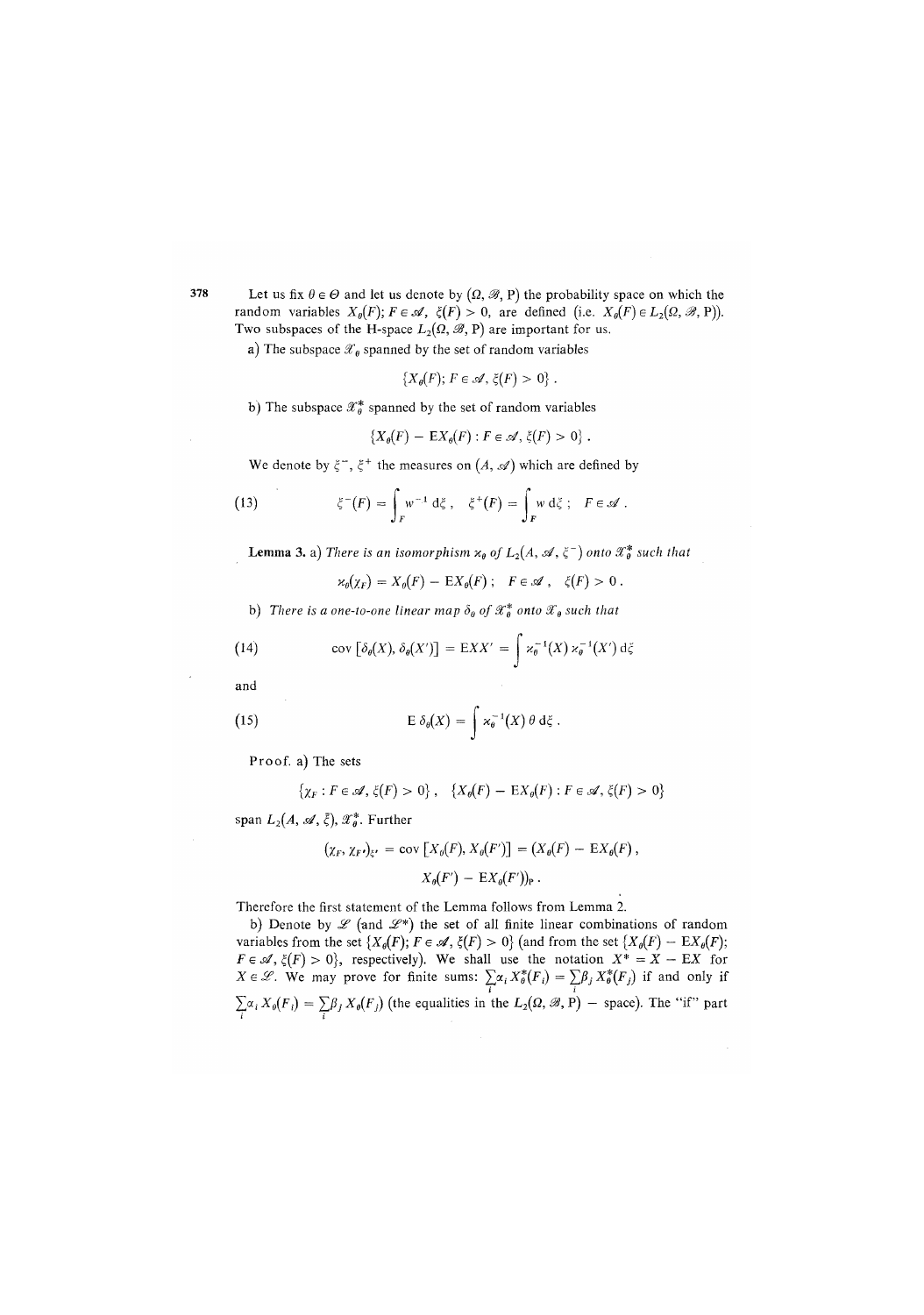Let us fix $\theta \in \Theta$ and let us denote by $(\Omega, \mathscr{B}, \mathrm{P})$ the probability space on which the random variables $X_\theta(F); F \in \mathscr{A}, \xi(F) > 0$, are defined (i.e. $X_\theta(F) \in L_2(\Omega, \mathscr{B}, \mathrm{P})$). Two subspaces of the H-space $L_2(\Omega, \mathscr{B}, \mathrm{P})$ are important for us.

a) The subspace $\mathscr{X}_\theta$ spanned by the set of random variables

$$\{X_\theta(F); F \in \mathscr{A}, \xi(F) > 0\}.$$

b) The subspace $\mathscr{X}_\theta^*$ spanned by the set of random variables

$$\{X_\theta(F) - \mathrm{E}X_\theta(F) : F \in \mathscr{A}, \xi(F) > 0\}.$$

We denote by $\xi^-$, $\xi^+$ the measures on $(A, \mathscr{A})$ which are defined by

$$\xi^-(F) = \int_F w^{-1} \, d\xi, \quad \xi^+(F) = \int_F w \, d\xi; \quad F \in \mathscr{A}. \tag{13}$$

**Lemma 3.** a) *There is an isomorphism $\varkappa_\theta$ of $L_2(A, \mathscr{A}, \xi^-)$ onto $\mathscr{X}_\theta^*$ such that*

$$\varkappa_\theta(\chi_F) = X_\theta(F) - \mathrm{E}X_\theta(F); \quad F \in \mathscr{A}, \quad \xi(F) > 0.$$

b) *There is a one-to-one linear map $\delta_\theta$ of $\mathscr{X}_\theta^*$ onto $\mathscr{X}_\theta$ such that*

$$\operatorname{cov}[\delta_\theta(X), \delta_\theta(X')] = \mathrm{E}XX' = \int \varkappa_\theta^{-1}(X) \, \varkappa_\theta^{-1}(X') \, d\xi \tag{14}$$

and

$$\mathrm{E}\, \delta_\theta(X) = \int \varkappa_\theta^{-1}(X) \, \theta \, d\xi. \tag{15}$$

Proof. a) The sets

$$\{\chi_F : F \in \mathscr{A}, \xi(F) > 0\}, \quad \{X_\theta(F) - \mathrm{E}X_\theta(F) : F \in \mathscr{A}, \xi(F) > 0\}$$

span $L_2(A, \mathscr{A}, \xi)$, $\mathscr{X}_\theta^*$. Further

$$(\chi_F, \chi_{F'})_{\xi'} = \operatorname{cov}[X_\theta(F), X_\theta(F')] = (X_\theta(F) - \mathrm{E}X_\theta(F),$$
$$X_\theta(F') - \mathrm{E}X_\theta(F'))_{\mathrm{P}}.$$

Therefore the first statement of the Lemma follows from Lemma 2.

b) Denote by $\mathscr{L}$ (and $\mathscr{L}^*$) the set of all finite linear combinations of random variables from the set $\{X_\theta(F); F \in \mathscr{A}, \xi(F) > 0\}$ (and from the set $\{X_\theta(F) - \mathrm{E}X_\theta(F); F \in \mathscr{A}, \xi(F) > 0\}$, respectively). We shall use the notation $X^* = X - \mathrm{E}X$ for $X \in \mathscr{L}$. We may prove for finite sums: $\sum_i \alpha_i X_\theta^*(F_i) = \sum_i \beta_j X_\theta^*(F_j)$ if and only if $\sum_i \alpha_i X_\theta(F_i) = \sum_i \beta_j X_\theta(F_j)$ (the equalities in the $L_2(\Omega, \mathscr{B}, \mathrm{P})$ – space). The "if" part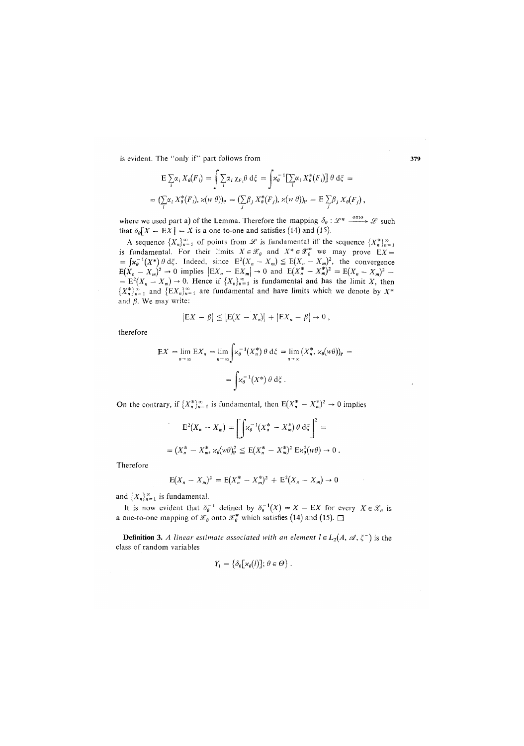is evident. The "only if" part follows from

$$\mathrm{E}\sum_i \alpha_i X_\theta(F_i) = \int \sum_i \alpha_i \chi_{F_i} \theta \, \mathrm{d}\xi = \int \varkappa_\theta^{-1}\left[\sum_i \alpha_i X_\theta^*(F_i)\right] \theta \, \mathrm{d}\xi =$$

$$= \left(\sum_i \alpha_i X_\theta^*(F_i), \varkappa(w\,\theta)\right)_{\mathrm{P}} = \left(\sum_j \beta_j X_\theta^*(F_j), \varkappa(w\,\theta)\right)_{\mathrm{P}} = \mathrm{E}\sum_j \beta_j X_\theta(F_j)\,,$$

where we used part a) of the Lemma. Therefore the mapping $\delta_\theta : \mathscr{L}^* \xrightarrow{\text{onto}} \mathscr{L}$ such that $\delta_\theta[X - \mathrm{E}X] = X$ is a one-to-one and satisfies (14) and (15).

A sequence $\{X_n\}_{n=1}^\infty$ of points from $\mathscr{L}$ is fundamental iff the sequence $\{X_n^*\}_{n=1}^\infty$ is fundamental. For their limits $X \in \mathscr{X}_\theta$ and $X^* \in \mathscr{X}_\theta^*$ we may prove $\mathrm{E}X = \int \varkappa_\theta^{-1}(X^*)\,\theta\,\mathrm{d}\xi$. Indeed, since $\mathrm{E}^2(X_n - X_m) \leqq \mathrm{E}(X_n - X_m)^2$, the convergence $\mathrm{E}(X_n - X_m)^2 \to 0$ implies $|\mathrm{E}X_n - \mathrm{E}X_m| \to 0$ and $\mathrm{E}(X_n^* - X_m^*)^2 = \mathrm{E}(X_n - X_m)^2 - \mathrm{E}^2(X_n - X_m) \to 0$. Hence if $\{X_n\}_{n=1}^\infty$ is fundamental and has the limit $X$, then $\{X_n^*\}_{n=1}^\infty$ and $\{\mathrm{E}X_n\}_{n=1}^\infty$ are fundamental and have limits which we denote by $X^*$ and $\beta$. We may write:

$$|\mathrm{E}X - \beta| \leqq |\mathrm{E}(X - X_n)| + |\mathrm{E}X_n - \beta| \to 0\,,$$

therefore

$$\mathrm{E}X = \lim_{n\to\infty} \mathrm{E}X_n = \lim_{n\to\infty} \int \varkappa_\theta^{-1}(X_n^*)\,\theta\,\mathrm{d}\xi = \lim_{n\to\infty} \left(X_n^*, \varkappa_\theta(w\theta)\right)_{\mathrm{P}} =$$

$$= \int \varkappa_\theta^{-1}(X^*)\,\theta\,\mathrm{d}\xi\,.$$

On the contrary, if $\{X_n^*\}_{n=1}^\infty$ is fundamental, then $\mathrm{E}(X_n^* - X_m^*)^2 \to 0$ implies

$$\mathrm{E}^2(X_n - X_m) = \left[\int \varkappa_\theta^{-1}(X_n^* - X_m^*)\,\theta\,\mathrm{d}\xi\right]^2 =$$

$$= \left(X_n^* - X_m^*, \varkappa_\theta(w\theta)\right)_{\mathrm{P}}^2 \leqq \mathrm{E}(X_n^* - X_m^*)^2\, \mathrm{E}\varkappa_\theta^2(w\theta) \to 0\,.$$

Therefore

$$\mathrm{E}(X_n - X_m)^2 = \mathrm{E}(X_n^* - X_m^*)^2 + \mathrm{E}^2(X_n - X_m) \to 0$$

and $\{X_n\}_{n=1}^\infty$ is fundamental.

It is now evident that $\delta_\theta^{-1}$ defined by $\delta_\theta^{-1}(X) = X - \mathrm{E}X$ for every $X \in \mathscr{X}_\theta$ is a one-to-one mapping of $\mathscr{X}_\theta$ onto $\mathscr{X}_\theta^*$ which satisfies (14) and (15). □

**Definition 3.** *A linear estimate associated with an element $l \in L_2(A, \mathscr{A}, \xi^-)$ is the class of random variables*

$$Y_l = \{\delta_\theta[\varkappa_\theta(l)];\, \theta \in \Theta\}\,.$$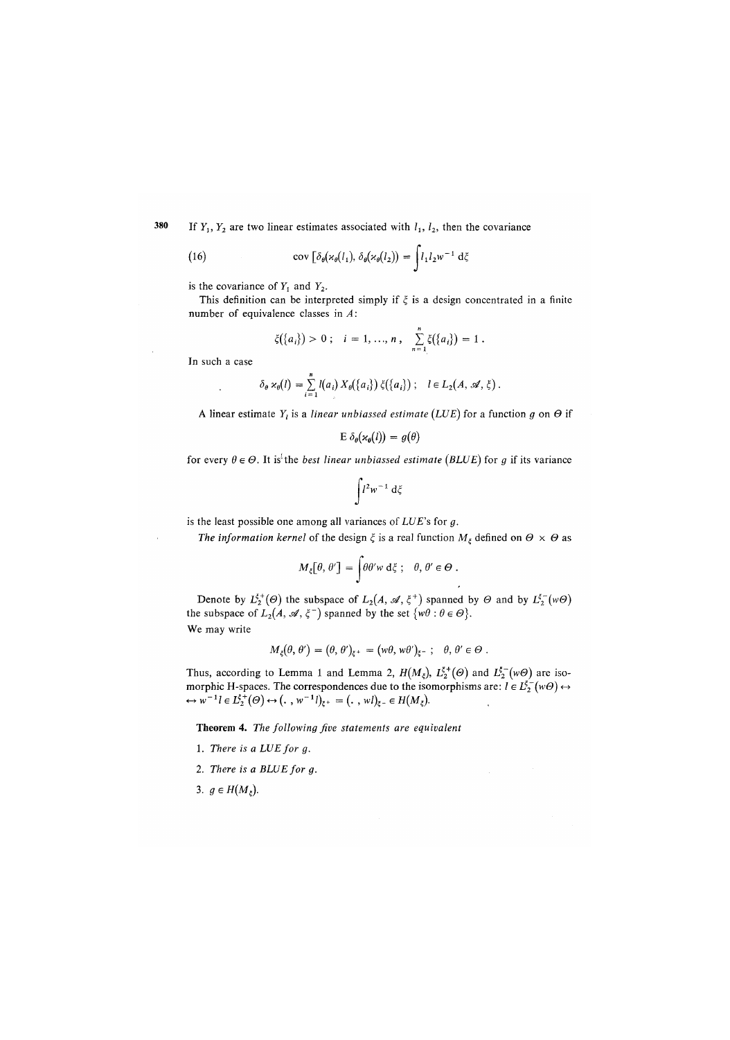If $Y_1, Y_2$ are two linear estimates associated with $l_1, l_2$, then the covariance

$$\text{(16)} \qquad \operatorname{cov}\left[\delta_\theta(\varkappa_\theta(l_1)), \delta_\theta(\varkappa_\theta(l_2))\right] = \int l_1 l_2 w^{-1} \, d\xi$$

is the covariance of $Y_1$ and $Y_2$.

This definition can be interpreted simply if $\xi$ is a design concentrated in a finite number of equivalence classes in $A$:

$$\xi(\{a_i\}) > 0 \; ; \quad i = 1, \ldots, n \, , \quad \sum_{n=1}^{n} \xi(\{a_i\}) = 1 \, .$$

In such a case

$$\delta_\theta \, \varkappa_\theta(l) = \sum_{i=1}^{n} l(a_i) \, X_\theta(\{a_i\}) \, \xi(\{a_i\}) \; ; \quad l \in L_2(A, \mathscr{A}, \xi) \, .$$

A linear estimate $Y_l$ is a *linear unbiassed estimate* (*LUE*) for a function $g$ on $\Theta$ if

$$\mathrm{E} \, \delta_\theta(\varkappa_\theta(l)) = g(\theta)$$

for every $\theta \in \Theta$. It is the *best linear unbiassed estimate* (*BLUE*) for $g$ if its variance

$$\int l^2 w^{-1} \, d\xi$$

is the least possible one among all variances of *LUE*'s for $g$.

*The information kernel* of the design $\xi$ is a real function $M_\xi$ defined on $\Theta \times \Theta$ as

$$M_\xi[\theta, \theta'] = \int \theta \theta' w \, d\xi \; ; \quad \theta, \theta' \in \Theta \, .$$

Denote by $L_2^{\xi^+}(\Theta)$ the subspace of $L_2(A, \mathscr{A}, \xi^+)$ spanned by $\Theta$ and by $L_2^{\xi^-}(w\Theta)$ the subspace of $L_2(A, \mathscr{A}, \xi^-)$ spanned by the set $\{w\theta : \theta \in \Theta\}$.
We may write

$$M_\xi(\theta, \theta') = (\theta, \theta')_{\xi^+} = (w\theta, w\theta')_{\xi^-} \; ; \quad \theta, \theta' \in \Theta \, .$$

Thus, according to Lemma 1 and Lemma 2, $H(M_\xi)$, $L_2^{\xi^+}(\Theta)$ and $L_2^{\xi^-}(w\Theta)$ are isomorphic H-spaces. The correspondences due to the isomorphisms are: $l \in L_2^{\xi^-}(w\Theta) \leftrightarrow w^{-1} l \in L_2^{\xi^+}(\Theta) \leftrightarrow (\, . \, , w^{-1} l)_{\xi^+} = (\, . \, , wl)_{\xi^-} \in H(M_\xi)$.

**Theorem 4.** *The following five statements are equivalent*

1. *There is a LUE for g.*
2. *There is a BLUE for g.*
3. $g \in H(M_\xi)$.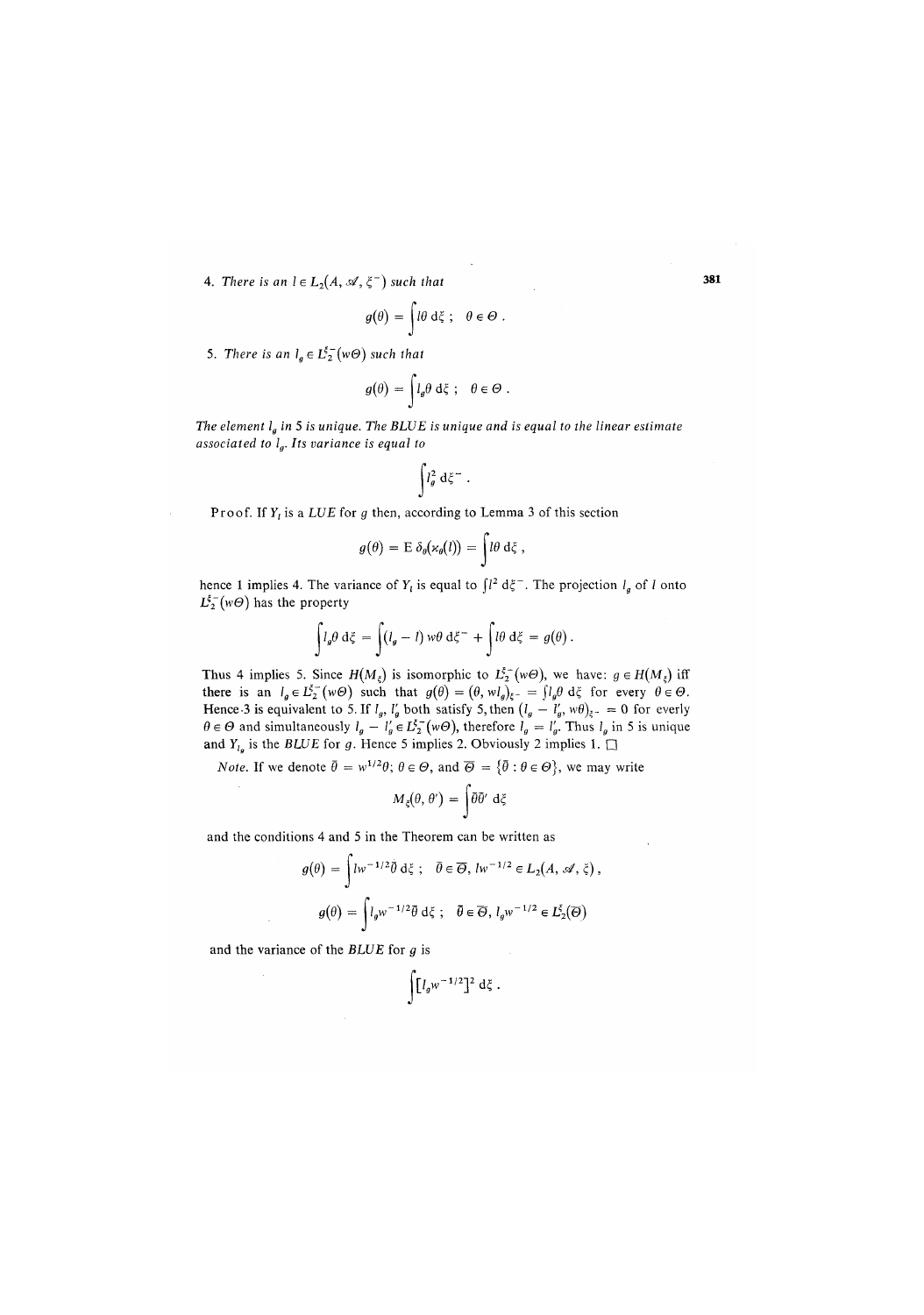4. *There is an* $l \in L_2(A, \mathscr{A}, \xi^-)$ *such that*

$$g(\theta) = \int l\theta \, d\xi \, ; \quad \theta \in \Theta \, .$$

5. *There is an* $l_g \in L_2^{\xi^-}(w\Theta)$ *such that*

$$g(\theta) = \int l_g \theta \, d\xi \, ; \quad \theta \in \Theta \, .$$

*The element* $l_g$ *in 5 is unique. The BLUE is unique and is equal to the linear estimate associated to* $l_g$. *Its variance is equal to*

$$\int l_g^2 \, d\xi^- \, .$$

Proof. If $Y_l$ is a *LUE* for $g$ then, according to Lemma 3 of this section

$$g(\theta) = \mathrm{E}\, \delta_\theta(\varkappa_\theta(l)) = \int l\theta \, d\xi \, ,$$

hence 1 implies 4. The variance of $Y_l$ is equal to $\int l^2 \, d\xi^-$. The projection $l_g$ of $l$ onto $L_2^{\xi^-}(w\Theta)$ has the property

$$\int l_g \theta \, d\xi = \int (l_g - l) \, w\theta \, d\xi^- + \int l\theta \, d\xi = g(\theta) \, .$$

Thus 4 implies 5. Since $H(M_\xi)$ is isomorphic to $L_2^{\xi^-}(w\Theta)$, we have: $g \in H(M_\xi)$ iff there is an $l_g \in L_2^{\xi^-}(w\Theta)$ such that $g(\theta) = (\theta, wl_g)_{\xi^-} = \int l_g \theta \, d\xi$ for every $\theta \in \Theta$. Hence 3 is equivalent to 5. If $l_g, l_g'$ both satisfy 5, then $(l_g - l_g', w\theta)_{\xi^-} = 0$ for everly $\theta \in \Theta$ and simultaneously $l_g - l_g' \in L_2^{\xi^-}(w\Theta)$, therefore $l_g = l_g'$. Thus $l_g$ in 5 is unique and $Y_{l_g}$ is the *BLUE* for $g$. Hence 5 implies 2. Obviously 2 implies 1. □

*Note.* If we denote $\bar{\theta} = w^{1/2}\theta$; $\theta \in \Theta$, and $\bar{\Theta} = \{\bar{\theta} : \theta \in \Theta\}$, we may write

$$M_\xi(\theta, \theta') = \int \bar{\theta}\bar{\theta}' \, d\xi$$

and the conditions 4 and 5 in the Theorem can be written as

$$g(\theta) = \int l w^{-1/2} \bar{\theta} \, d\xi \, ; \quad \bar{\theta} \in \bar{\Theta}, \, l w^{-1/2} \in L_2(A, \mathscr{A}, \xi) \, ,$$

$$g(\theta) = \int l_g w^{-1/2} \bar{\theta} \, d\xi \, ; \quad \bar{\theta} \in \bar{\Theta}, \, l_g w^{-1/2} \in L_2^{\xi}(\bar{\Theta})$$

and the variance of the *BLUE* for $g$ is

$$\int [l_g w^{-1/2}]^2 \, d\xi \, .$$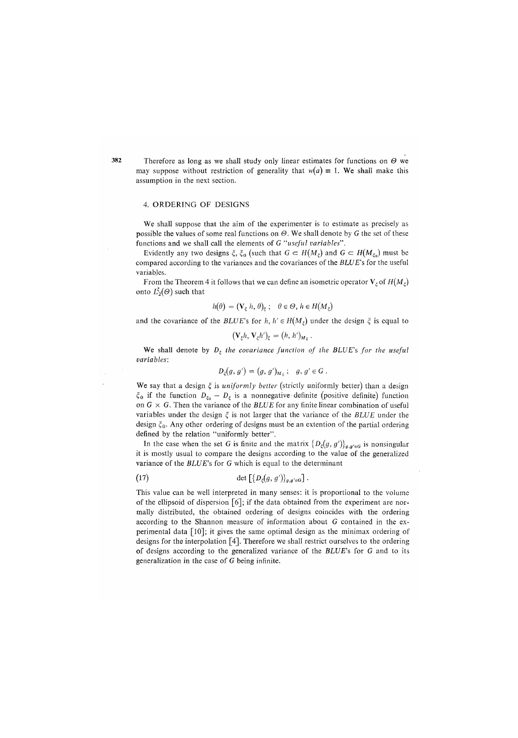Therefore as long as we shall study only linear estimates for functions on $\Theta$ we may suppose without restriction of generality that $w(a) \equiv 1$. We shall make this assumption in the next section.

## 4. ORDERING OF DESIGNS

We shall suppose that the aim of the experimenter is to estimate as precisely as possible the values of some real functions on $\Theta$. We shall denote by $G$ the set of these functions and we shall call the elements of $G$ "*useful variables*".

Evidently any two designs $\xi$, $\xi_0$ (such that $G \subset H(M_\xi)$ and $G \subset H(M_{\xi_0})$ must be compared according to the variances and the covariances of the *BLUE*'s for the useful variables.

From the Theorem 4 it follows that we can define an isometric operator $\mathbf{V}_\xi$ of $H(M_\xi)$ onto $L_2^\xi(\Theta)$ such that

$$h(\theta) = (\mathbf{V}_\xi\, h, \theta)_\xi\,; \quad \theta \in \Theta,\, h \in H(M_\xi)$$

and the covariance of the *BLUE*'s for $h, h' \in H(M_\xi)$ under the design $\xi$ is equal to

$$(\mathbf{V}_\xi h, \mathbf{V}_\xi h')_\xi = (h, h')_{M_\xi}\,.$$

We shall denote by $D_\xi$ *the covariance function of the BLUE's for the useful variables*:

$$D_\xi(g, g') = (g, g')_{M_\xi}\,; \quad g, g' \in G\,.$$

We say that a design $\xi$ is *uniformly better* (strictly uniformly better) than a design $\xi_0$ if the function $D_{\xi_0} - D_\xi$ is a nonnegative definite (positive definite) function on $G \times G$. Then the variance of the *BLUE* for any finite linear combination of useful variables under the design $\xi$ is not larger that the variance of the *BLUE* under the design $\xi_0$. Any other ordering of designs must be an extention of the partial ordering defined by the relation "uniformly better".

In the case when the set $G$ is finite and the matrix $\{D_\xi(g, g')\}_{g,g' \in G}$ is nonsingular it is mostly usual to compare the designs according to the value of the generalized variance of the *BLUE*'s for $G$ which is equal to the determinant

$$\det\left[\{D_\xi(g, g')\}_{g,g' \in G}\right]. \tag{17}$$

This value can be well interpreted in many senses: it is proportional to the volume of the ellipsoid of dispersion [6]; if the data obtained from the experiment are normally distributed, the obtained ordering of designs coincides with the ordering according to the Shannon measure of information about $G$ contained in the experimental data [10]; it gives the same optimal design as the minimax ordering of designs for the interpolation [4]. Therefore we shall restrict ourselves to the ordering of designs according to the generalized variance of the *BLUE*'s for $G$ and to its generalization in the case of $G$ being infinite.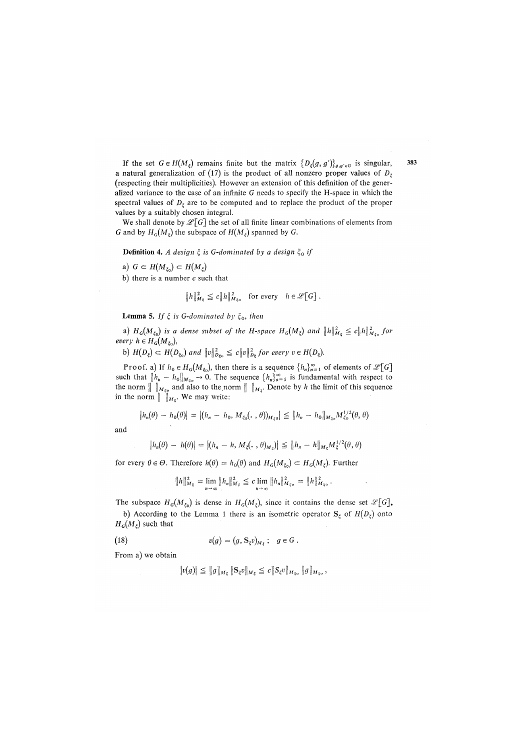If the set $G \in H(M_\xi)$ remains finite but the matrix $\{D_\xi(g, g')\}_{g,g' \in G}$ is singular, a natural generalization of (17) is the product of all nonzero proper values of $D_\xi$ (respecting their multiplicities). However an extension of this definition of the generalized variance to the case of an infinite $G$ needs to specify the H-space in which the spectral values of $D_\xi$ are to be computed and to replace the product of the proper values by a suitably chosen integral.

We shall denote by $\mathscr{L}[G]$ the set of all finite linear combinations of elements from $G$ and by $H_G(M_\xi)$ the subspace of $H(M_\xi)$ spanned by $G$.

**Definition 4.** *A design $\xi$ is G-dominated by a design $\xi_0$ if*

a) $G \subset H(M_{\xi_0}) \subset H(M_\xi)$

b) there is a number $c$ such that

$$\|h\|^2_{M_\xi} \leqq c\|h\|^2_{M_{\xi_0}} \quad \text{for every} \quad h \in \mathscr{L}[G] .$$

**Lemma 5.** *If $\xi$ is G-dominated by $\xi_0$, then*

*a) $H_G(M_{\xi_0})$ is a dense subset of the H-space $H_G(M_\xi)$ and $\|h\|^2_{M_\xi} \leqq c\|h\|^2_{M_{\xi_0}}$ for every $h \in H_G(M_{\xi_0})$,*

*b) $H(D_\xi) \subset H(D_{\xi_0})$ and $\|v\|^2_{D_{\xi_0}} \leqq c\|v\|^2_{D_\xi}$ for every $v \in H(D_\xi)$.*

Proof. a) If $h_0 \in H_G(M_{\xi_0})$, then there is a sequence $\{h_n\}_{n=1}^\infty$ of elements of $\mathscr{L}[G]$ such that $\|h_n - h_0\|_{M_{\xi_0}} \to 0$. The sequence $\{h_n\}_{n=1}^\infty$ is fundamental with respect to the norm $\| \ \|_{M_{\xi_0}}$ and also to the norm $\| \ \|_{M_\xi}$. Denote by $h$ the limit of this sequence in the norm $\| \ \|_{M_\xi}$. We may write:

$$|h_n(\theta) - h_0(\theta)| = |(h_n - h_0, M_{\xi_0}(\cdot\,, \theta))_{M_{\xi_0}}| \leqq \|h_n - h_0\|_{M_{\xi_0}} M^{1/2}_{\xi_0}(\theta, \theta)$$

and

$$|h_n(\theta) - h(\theta)| = |(h_n - h, M_\xi(\cdot\,, \theta)_{M_\xi})| \leqq \|h_n - h\|_{M_\xi} M^{1/2}_\xi(\theta, \theta)$$

for every $\theta \in \Theta$. Therefore $h(\theta) = h_0(\theta)$ and $H_G(M_{\xi_0}) \subset H_G(M_\xi)$. Further

$$\|h\|^2_{M_\xi} = \lim_{n \to \infty} \|h_n\|^2_{M_\xi} \leqq c \lim_{n \to \infty} \|h_n\|^2_{M_{\xi_0}} = \|h\|^2_{M_{\xi_0}} .$$

The subspace $H_G(M_{\xi_0})$ is dense in $H_G(M_\xi)$, since it contains the dense set $\mathscr{L}[G]$.

b) According to the Lemma 1 there is an isometric operator $\mathbf{S}_\xi$ of $H(D_\xi)$ onto $H_G(M_\xi)$ such that

$$v(g) = (g, \mathbf{S}_\xi v)_{M_\xi} ; \quad g \in G . \tag{18}$$

From a) we obtain

$$|v(g)| \leqq \|g\|_{M_\xi} \|\mathbf{S}_\xi v\|_{M_\xi} \leqq c\|S_\xi v\|_{M_{\xi_0}} \|g\|_{M_{\xi_0}} ,$$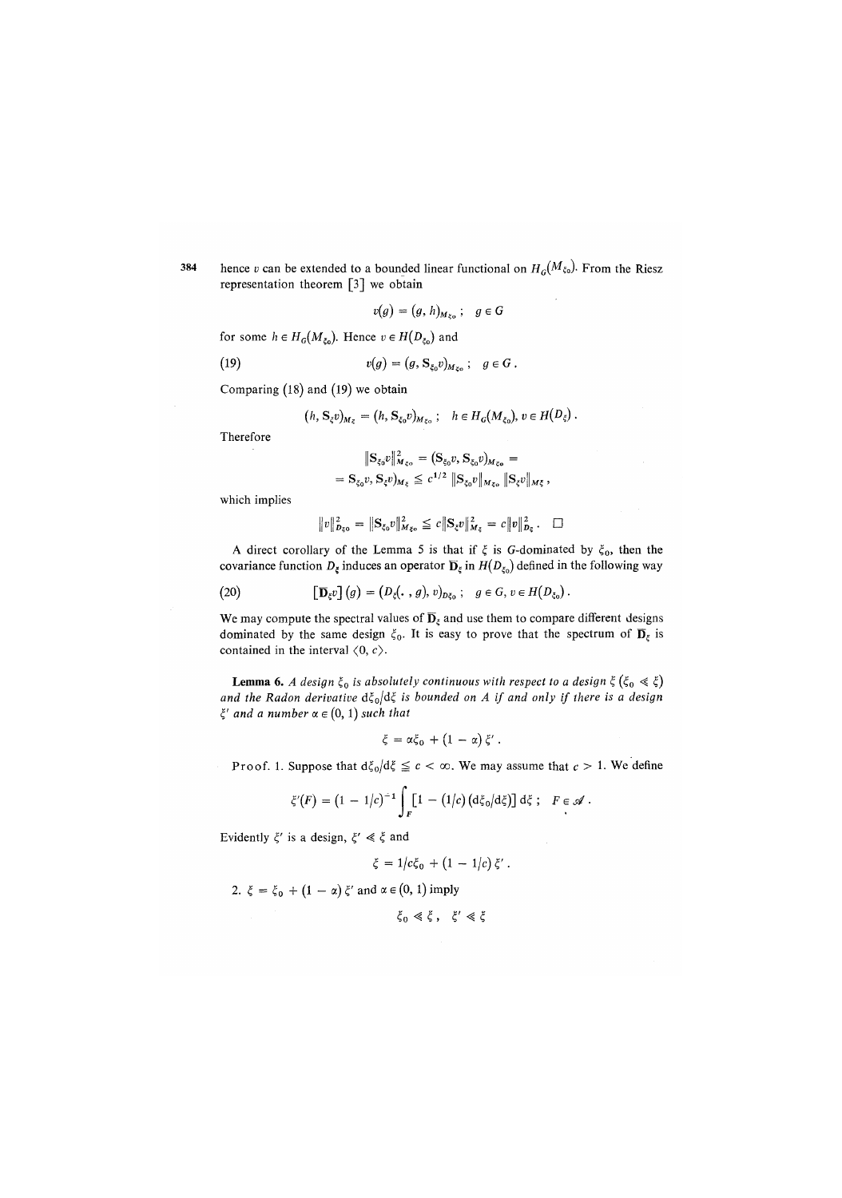hence $v$ can be extended to a bounded linear functional on $H_G(M_{\xi_0})$. From the Riesz representation theorem [3] we obtain

$$v(g) = (g, h)_{M_{\xi_0}}\,; \quad g \in G$$

for some $h \in H_G(M_{\xi_0})$. Hence $v \in H(D_{\xi_0})$ and

$$v(g) = (g, \mathbf{S}_{\xi_0} v)_{M_{\xi_0}}\,; \quad g \in G\,. \tag{19}$$

Comparing (18) and (19) we obtain

$$(h, \mathbf{S}_{\xi} v)_{M_{\xi}} = (h, \mathbf{S}_{\xi_0} v)_{M_{\xi_0}}\,; \quad h \in H_G(M_{\xi_0}),\ v \in H(D_{\xi})\,.$$

Therefore

$$\|\mathbf{S}_{\xi_0} v\|^2_{M_{\xi_0}} = (\mathbf{S}_{\xi_0} v, \mathbf{S}_{\xi_0} v)_{M_{\xi_0}} =$$
$$= \mathbf{S}_{\xi_0} v, \mathbf{S}_{\xi} v)_{M_{\xi}} \leqq c^{1/2} \|\mathbf{S}_{\xi_0} v\|_{M_{\xi_0}} \|\mathbf{S}_{\xi} v\|_{M_{\xi}}\,,$$

which implies

$$\|v\|^2_{D_{\xi_0}} = \|\mathbf{S}_{\xi_0} v\|^2_{M_{\xi_0}} \leqq c \|\mathbf{S}_{\xi} v\|^2_{M_{\xi}} = c \|v\|^2_{D_{\xi}}\,. \quad \square$$

A direct corollary of the Lemma 5 is that if $\xi$ is $G$-dominated by $\xi_0$, then the covariance function $D_{\xi}$ induces an operator $\overline{\mathbf{D}}_{\xi}$ in $H(D_{\xi_0})$ defined in the following way

$$[\overline{\mathbf{D}}_{\xi} v](g) = (D_{\xi}(\cdot\,, g), v)_{D_{\xi_0}}\,; \quad g \in G,\ v \in H(D_{\xi_0})\,. \tag{20}$$

We may compute the spectral values of $\overline{\mathbf{D}}_{\xi}$ and use them to compare different designs dominated by the same design $\xi_0$. It is easy to prove that the spectrum of $\overline{\mathbf{D}}_{\xi}$ is contained in the interval $\langle 0, c\rangle$.

**Lemma 6.** *A design $\xi_0$ is absolutely continuous with respect to a design $\xi$ ($\xi_0 \ll \xi$) and the Radon derivative $\mathrm{d}\xi_0/\mathrm{d}\xi$ is bounded on $A$ if and only if there is a design $\xi'$ and a number $\alpha \in (0, 1)$ such that*

$$\xi = \alpha \xi_0 + (1 - \alpha)\, \xi'\,.$$

Proof. 1. Suppose that $\mathrm{d}\xi_0/\mathrm{d}\xi \leqq c < \infty$. We may assume that $c > 1$. We define

$$\xi'(F) = (1 - 1/c)^{-1} \int_F [1 - (1/c)(\mathrm{d}\xi_0/\mathrm{d}\xi)]\, \mathrm{d}\xi\,; \quad F \in \mathscr{A}\,.$$

Evidently $\xi'$ is a design, $\xi' \ll \xi$ and

$$\xi = 1/c\xi_0 + (1 - 1/c)\, \xi'\,.$$

2. $\xi = \xi_0 + (1 - \alpha)\, \xi'$ and $\alpha \in (0, 1)$ imply

$$\xi_0 \ll \xi\,, \quad \xi' \ll \xi$$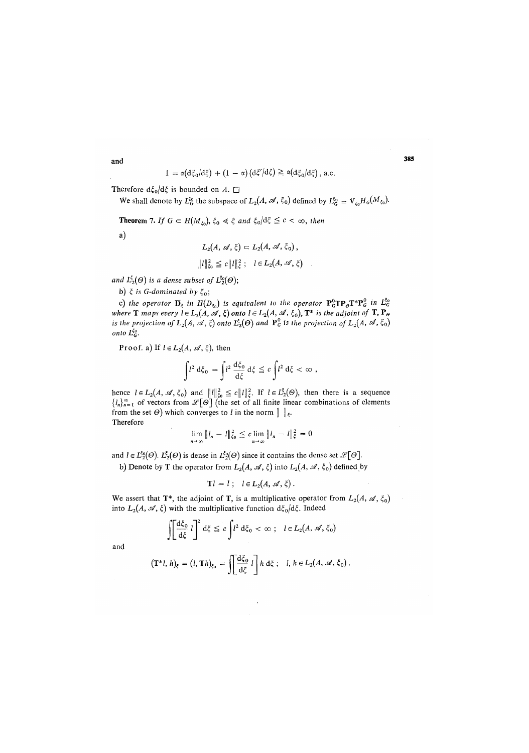and

$$1 = \alpha(\mathrm{d}\xi_0/\mathrm{d}\xi) + (1-\alpha)(\mathrm{d}\xi'/\mathrm{d}\xi) \geqq \alpha(\mathrm{d}\xi_0/\mathrm{d}\xi)\,,\ \text{a.e.}$$

Therefore $\mathrm{d}\xi_0/\mathrm{d}\xi$ is bounded on $A$. $\square$

We shall denote by $L_G^{\xi_0}$ the subspace of $L_2(A, \mathscr{A}, \xi_0)$ defined by $L_G^{\xi_0} = \mathbf{V}_{\xi_0} H_G(M_{\xi_0})$.

**Theorem 7.** *If $G \subset H(M_{\xi_0})$, $\xi_0 \ll \xi$ and $\xi_0/\mathrm{d}\xi \leqq c < \infty$, then*

a)

$$L_2(A, \mathscr{A}, \xi) \subset L_2(A, \mathscr{A}, \xi_0)\,,$$

$$\|l\|_{\xi_0}^2 \leqq c\|l\|_{\xi}^2\,; \quad l \in L_2(A, \mathscr{A}, \xi)$$

*and $L_2^{\xi}(\Theta)$ is a dense subset of $L_2^{\xi_0}(\Theta)$;*

b) *$\xi$ is $G$-dominated by $\xi_0$;*

c) *the operator $\mathbf{D}_{\xi}$ in $H(D_{\xi_0})$ is equivalent to the operator $\mathbf{P}_G^0 \mathbf{T} \mathbf{P}_\Theta \mathbf{T}^* \mathbf{P}_G^0$ in $L_G^{\xi_0}$ where $\mathbf{T}$ maps every $l \in L_2(A, \mathscr{A}, \xi)$ onto $l \in L_2(A, \mathscr{A}, \xi_0)$, $\mathbf{T}^*$ is the adjoint of $\mathbf{T}$, $\mathbf{P}_\Theta$ is the projection of $L_2(A, \mathscr{A}, \xi)$ onto $L_2^{\xi}(\Theta)$ and $\mathbf{P}_G^0$ is the projection of $L_2(A, \mathscr{A}, \xi_0)$ onto $L_G^{\xi_0}$.*

Proof. a) If $l \in L_2(A, \mathscr{A}, \xi)$, then

$$\int l^2 \,\mathrm{d}\xi_0 = \int l^2 \frac{\mathrm{d}\xi_0}{\mathrm{d}\xi} \,\mathrm{d}\xi \leqq c \int l^2 \,\mathrm{d}\xi < \infty\,,$$

hence $l \in L_2(A, \mathscr{A}, \xi_0)$ and $\|l\|_{\xi_0}^2 \leqq c\|l\|_{\xi}^2$. If $l \in L_2^{\xi}(\Theta)$, then there is a sequence $\{l_n\}_{n=1}^{\infty}$ of vectors from $\mathscr{L}[\Theta]$ (the set of all finite linear combinations of elements from the set $\Theta$) which converges to $l$ in the norm $\| \;\|_{\xi}$.

Therefore

$$\lim_{n\to\infty} \|l_n - l\|_{\xi_0}^2 \leqq c \lim_{n\to\infty} \|l_n - l\|_{\xi}^2 = 0$$

and $l \in L_2^{\xi_0}(\Theta)$. $L_2^{\xi}(\Theta)$ is dense in $L_2^{\xi_0}(\Theta)$ since it contains the dense set $\mathscr{L}[\Theta]$.

b) Denote by $\mathbf{T}$ the operator from $L_2(A, \mathscr{A}, \xi)$ into $L_2(A, \mathscr{A}, \xi_0)$ defined by

$$\mathbf{T}l = l\,; \quad l \in L_2(A, \mathscr{A}, \xi)\,.$$

We assert that $\mathbf{T}^*$, the adjoint of $\mathbf{T}$, is a multiplicative operator from $L_2(A, \mathscr{A}, \xi_0)$ into $L_2(A, \mathscr{A}, \xi)$ with the multiplicative function $\mathrm{d}\xi_0/\mathrm{d}\xi$. Indeed

$$\int \left[\frac{\mathrm{d}\xi_0}{\mathrm{d}\xi}\, l\right]^2 \mathrm{d}\xi \leqq c \int l^2 \,\mathrm{d}\xi_0 < \infty\,; \quad l \in L_2(A, \mathscr{A}, \xi_0)$$

and

$$(\mathbf{T}^* l, h)_{\xi} = (l, \mathbf{T}h)_{\xi_0} = \int \left[\frac{\mathrm{d}\xi_0}{\mathrm{d}\xi}\, l\right] h \,\mathrm{d}\xi\,; \quad l, h \in L_2(A, \mathscr{A}, \xi_0)\,.$$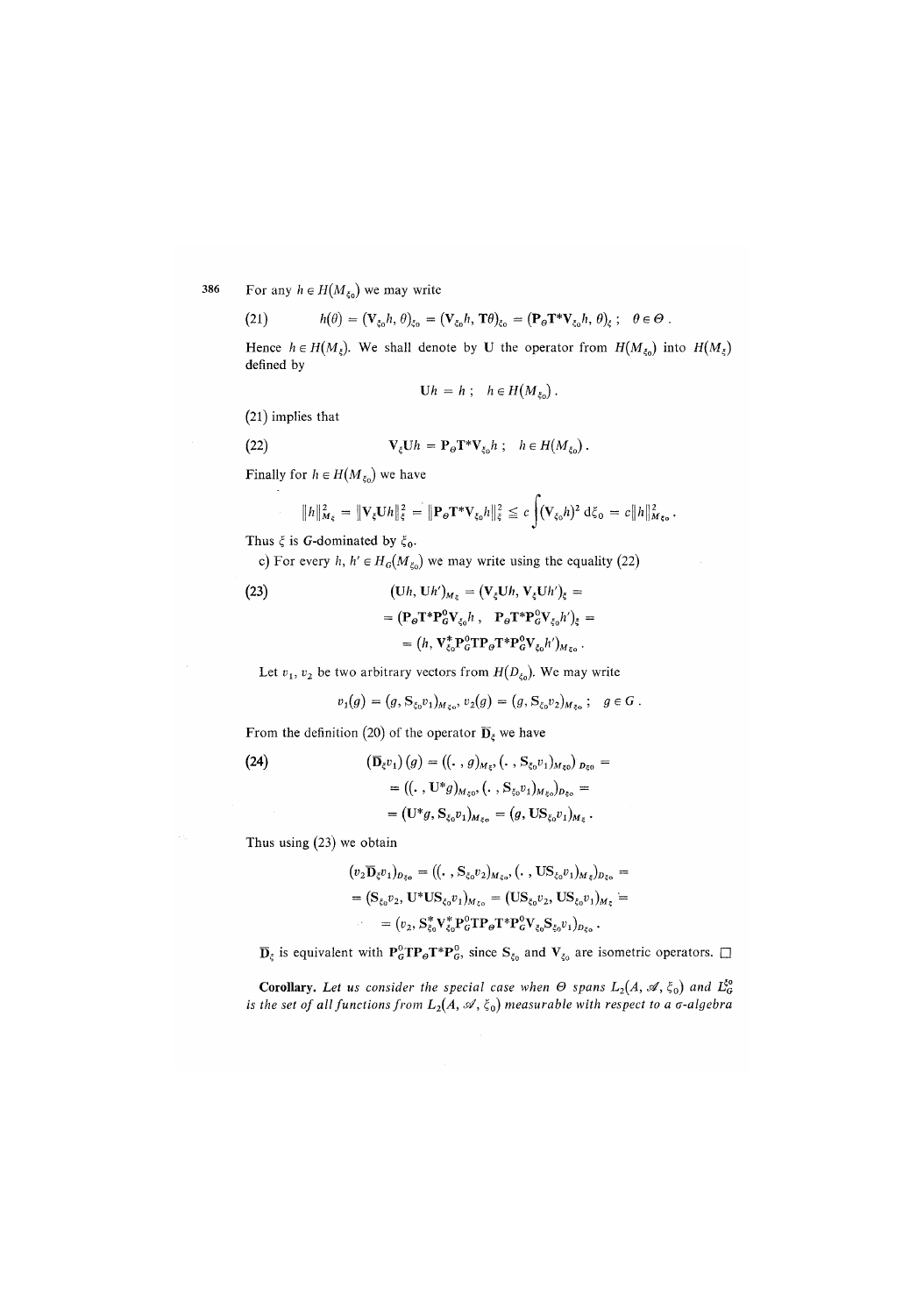For any $h \in H(M_{\xi_0})$ we may write

$$(21) \qquad h(\theta) = (\mathbf{V}_{\xi_0} h, \theta)_{\xi_0} = (\mathbf{V}_{\xi_0} h, \mathbf{T}\theta)_{\xi_0} = (\mathbf{P}_\Theta \mathbf{T}^* \mathbf{V}_{\xi_0} h, \theta)_\xi\,; \quad \theta \in \Theta\,.$$

Hence $h \in H(M_\xi)$. We shall denote by $\mathbf{U}$ the operator from $H(M_{\xi_0})$ into $H(M_\xi)$ defined by

$$\mathbf{U}h = h\,; \quad h \in H(M_{\xi_0})\,.$$

(21) implies that

$$(22) \qquad \mathbf{V}_\xi \mathbf{U} h = \mathbf{P}_\Theta \mathbf{T}^* \mathbf{V}_{\xi_0} h\,; \quad h \in H(M_{\xi_0})\,.$$

Finally for $h \in H(M_{\xi_0})$ we have

$$\|h\|^2_{M_\xi} = \|\mathbf{V}_\xi \mathbf{U} h\|^2_\xi = \|\mathbf{P}_\Theta \mathbf{T}^* \mathbf{V}_{\xi_0} h\|^2_\xi \leqq c \int (\mathbf{V}_{\xi_0} h)^2 \, \mathrm{d}\xi_0 = c\|h\|^2_{M_{\xi_0}}\,.$$

Thus $\xi$ is $G$-dominated by $\xi_0$.

c) For every $h, h' \in H_G(M_{\xi_0})$ we may write using the equality (22)

$$(23) \qquad (\mathbf{U}h, \mathbf{U}h')_{M_\xi} = (\mathbf{V}_\xi \mathbf{U}h, \mathbf{V}_\xi \mathbf{U}h')_\xi =$$
$$= (\mathbf{P}_\Theta \mathbf{T}^* \mathbf{P}^0_G \mathbf{V}_{\xi_0} h\,,\ \ \mathbf{P}_\Theta \mathbf{T}^* \mathbf{P}^0_G \mathbf{V}_{\xi_0} h')_\xi =$$
$$= (h, \mathbf{V}^*_{\xi_0} \mathbf{P}^0_G \mathbf{T} \mathbf{P}_\Theta \mathbf{T}^* \mathbf{P}^0_G \mathbf{V}_{\xi_0} h')_{M_{\xi_0}}\,.$$

Let $v_1, v_2$ be two arbitrary vectors from $H(D_{\xi_0})$. We may write

$$v_1(g) = (g, \mathbf{S}_{\xi_0} v_1)_{M_{\xi_0}},\ v_2(g) = (g, \mathbf{S}_{\xi_0} v_2)_{M_{\xi_0}}\,; \quad g \in G\,.$$

From the definition (20) of the operator $\overline{\mathbf{D}}_\xi$ we have

$$(24) \qquad (\overline{\mathbf{D}}_\xi v_1)(g) = ((\cdot\,, g)_{M_\xi}, (\cdot\,, \mathbf{S}_{\xi_0} v_1)_{M_{\xi_0}})_{D_{\xi_0}} =$$
$$= ((\cdot\,, \mathbf{U}^* g)_{M_{\xi_0}}, (\cdot\,, \mathbf{S}_{\xi_0} v_1)_{M_{\xi_0}})_{D_{\xi_0}} =$$
$$= (\mathbf{U}^* g, \mathbf{S}_{\xi_0} v_1)_{M_{\xi_0}} = (g, \mathbf{U}\mathbf{S}_{\xi_0} v_1)_{M_\xi}\,.$$

Thus using (23) we obtain

$$(v_2 \overline{\mathbf{D}}_\xi v_1)_{D_{\xi_0}} = ((\cdot\,, \mathbf{S}_{\xi_0} v_2)_{M_{\xi_0}}, (\cdot\,, \mathbf{U}\mathbf{S}_{\xi_0} v_1)_{M_\xi})_{D_{\xi_0}} =$$
$$= (\mathbf{S}_{\xi_0} v_2, \mathbf{U}^* \mathbf{U} \mathbf{S}_{\xi_0} v_1)_{M_{\xi_0}} = (\mathbf{U}\mathbf{S}_{\xi_0} v_2, \mathbf{U}\mathbf{S}_{\xi_0} v_1)_{M_\xi} =$$
$$= (v_2, \mathbf{S}^*_{\xi_0} \mathbf{V}^*_{\xi_0} \mathbf{P}^0_G \mathbf{T} \mathbf{P}_\Theta \mathbf{T}^* \mathbf{P}^0_G \mathbf{V}_{\xi_0} \mathbf{S}_{\xi_0} v_1)_{D_{\xi_0}}\,.$$

$\overline{\mathbf{D}}_\xi$ is equivalent with $\mathbf{P}^0_G \mathbf{T} \mathbf{P}_\Theta \mathbf{T}^* \mathbf{P}^0_G$, since $\mathbf{S}_{\xi_0}$ and $\mathbf{V}_{\xi_0}$ are isometric operators. □

**Corollary.** *Let us consider the special case when $\Theta$ spans $L_2(A, \mathscr{A}, \xi_0)$ and $L^{\xi_0}_G$ is the set of all functions from $L_2(A, \mathscr{A}, \xi_0)$ measurable with respect to a $\sigma$-algebra*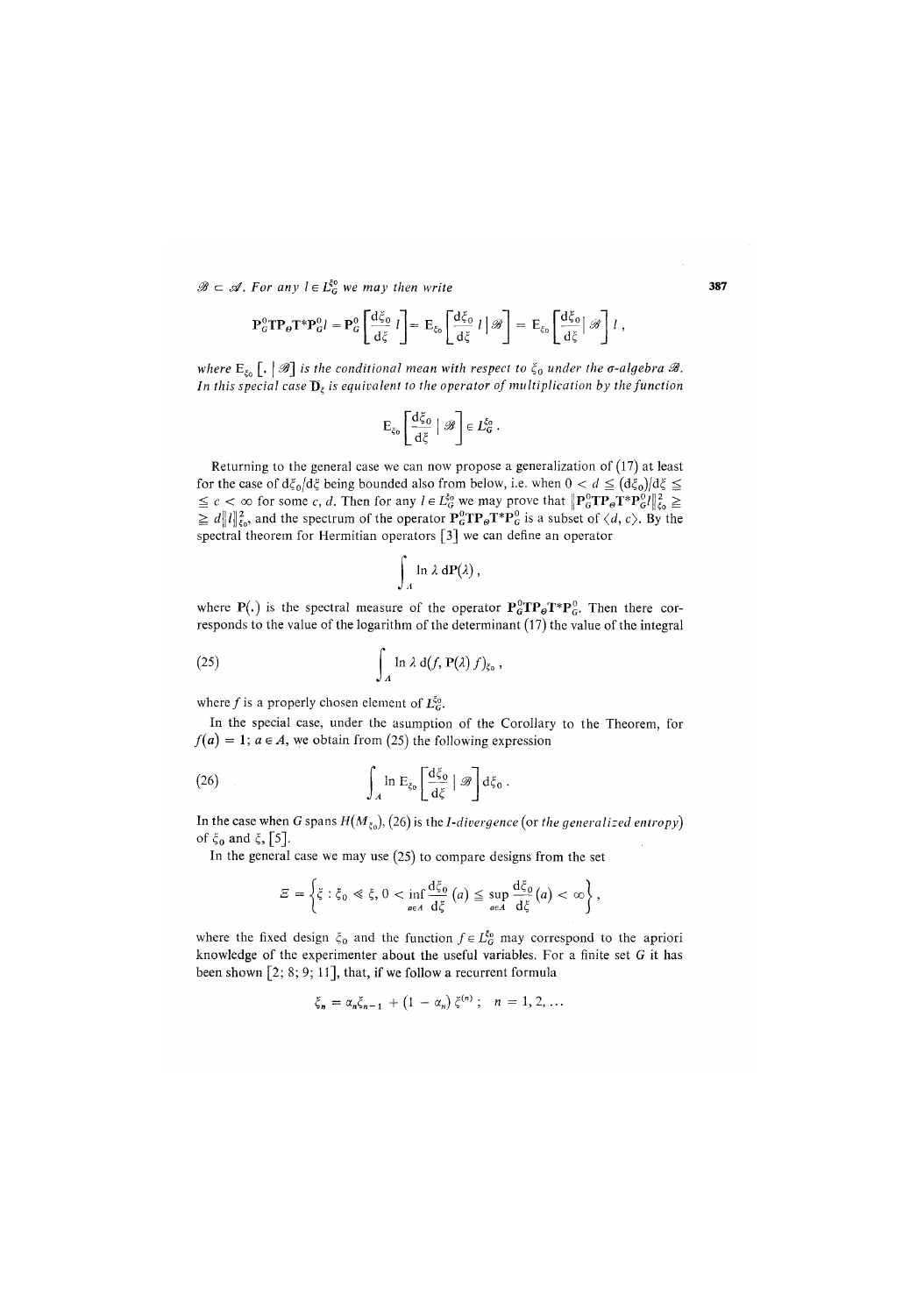$\mathscr{B} \subset \mathscr{A}$. *For any* $l \in L_G^{\xi_0}$ *we may then write*

$$\mathbf{P}_G^0 \mathbf{T} \mathbf{P}_\Theta \mathbf{T}^* \mathbf{P}_G^0 l = \mathbf{P}_G^0 \left[ \frac{\mathrm{d}\xi_0}{\mathrm{d}\xi} \, l \right] = \mathrm{E}_{\xi_0} \left[ \frac{\mathrm{d}\xi_0}{\mathrm{d}\xi} \, l \mid \mathscr{B} \right] = \mathrm{E}_{\xi_0} \left[ \frac{\mathrm{d}\xi_0}{\mathrm{d}\xi} \mid \mathscr{B} \right] l \, ,$$

*where* $\mathrm{E}_{\xi_0} \left[ . \mid \mathscr{B} \right]$ *is the conditional mean with respect to* $\xi_0$ *under the σ-algebra* $\mathscr{B}$. *In this special case* $\mathbf{D}_\xi$ *is equivalent to the operator of multiplication by the function*

$$\mathrm{E}_{\xi_0} \left[ \frac{\mathrm{d}\xi_0}{\mathrm{d}\xi} \mid \mathscr{B} \right] \in L_G^{\xi_0} \, .$$

Returning to the general case we can now propose a generalization of (17) at least for the case of $\mathrm{d}\xi_0/\mathrm{d}\xi$ being bounded also from below, i.e. when $0 < d \leqq (\mathrm{d}\xi_0)/\mathrm{d}\xi \leqq \leqq c < \infty$ for some $c$, $d$. Then for any $l \in L_G^{\xi_0}$ we may prove that $\|\mathbf{P}_G^0 \mathbf{T} \mathbf{P}_\Theta \mathbf{T}^* \mathbf{P}_G^0 l\|_{\xi_0}^2 \geqq \geqq d \|l\|_{\xi_0}^2$, and the spectrum of the operator $\mathbf{P}_G^0 \mathbf{T} \mathbf{P}_\Theta \mathbf{T}^* \mathbf{P}_G^0$ is a subset of $\langle d, c \rangle$. By the spectral theorem for Hermitian operators [3] we can define an operator

$$\int_A \ln \lambda \, \mathrm{d}\mathbf{P}(\lambda) \, ,$$

where $\mathbf{P}(.)$ is the spectral measure of the operator $\mathbf{P}_G^0 \mathbf{T} \mathbf{P}_\Theta \mathbf{T}^* \mathbf{P}_G^0$. Then there corresponds to the value of the logarithm of the determinant (17) the value of the integral

$$\int_A \ln \lambda \, \mathrm{d}(f, \mathbf{P}(\lambda) \, f)_{\xi_0} \, , \tag{25}$$

where $f$ is a properly chosen element of $L_G^{\xi_0}$.

In the special case, under the asumption of the Corollary to the Theorem, for $f(a) = 1$; $a \in A$, we obtain from (25) the following expression

$$\int_A \ln \mathrm{E}_{\xi_0} \left[ \frac{\mathrm{d}\xi_0}{\mathrm{d}\xi} \mid \mathscr{B} \right] \mathrm{d}\xi_0 \, . \tag{26}$$

In the case when $G$ spans $H(M_{\xi_0})$, (26) is the *I-divergence* (or *the generalized entropy*) of $\xi_0$ and $\xi$, [5].

In the general case we may use (25) to compare designs from the set

$$\Xi = \left\{ \xi : \xi_0 \ll \xi, \, 0 < \inf_{a \in A} \frac{\mathrm{d}\xi_0}{\mathrm{d}\xi}(a) \leqq \sup_{a \in A} \frac{\mathrm{d}\xi_0}{\mathrm{d}\xi}(a) < \infty \right\} ,$$

where the fixed design $\xi_0$ and the function $f \in L_G^{\xi_0}$ may correspond to the apriori knowledge of the experimenter about the useful variables. For a finite set $G$ it has been shown [2; 8; 9; 11], that, if we follow a recurrent formula

$$\xi_n = \alpha_n \xi_{n-1} + (1 - \alpha_n) \, \xi^{(n)} \, ; \quad n = 1, 2, \ldots$$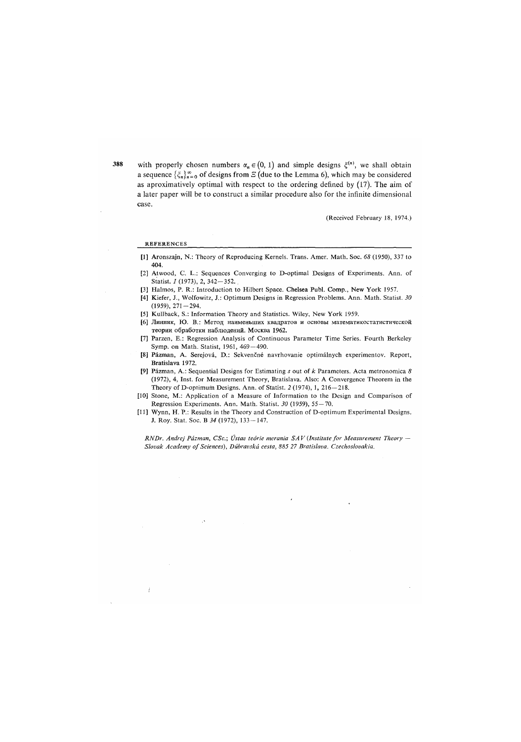with properly chosen numbers $\alpha_n \in (0, 1)$ and simple designs $\xi^{(n)}$, we shall obtain a sequence $\{\xi_n\}_{n=0}^{\infty}$ of designs from $\Xi$ (due to the Lemma 6), which may be considered as aproximatively optimal with respect to the ordering defined by (17). The aim of a later paper will be to construct a similar procedure also for the infinite dimensional case.

(Received February 18, 1974.)

## REFERENCES

[1] Aronszajn, N.: Theory of Reproducing Kernels. Trans. Amer. Math. Soc. *68* (1950), 337 to 404.

[2] Atwood, C. L.: Sequences Converging to D-optimal Designs of Experiments. Ann. of Statist. *1* (1973), 2, 342–352.

[3] Halmos, P. R.: Introduction to Hilbert Space. Chelsea Publ. Comp., New York 1957.

[4] Kiefer, J., Wolfowitz, J.: Optimum Designs in Regression Problems. Ann. Math. Statist. *30* (1959), 271–294.

[5] Kullback, S.: Information Theory and Statistics. Wiley, New York 1959.

[6] Линник, Ю. В.: Метод наименьших квадратов и основы математикостатистической теории обработки наблюдений. Москва 1962.

[7] Parzen, E.: Regression Analysis of Continuous Parameter Time Series. Fourth Berkeley Symp. on Math. Statist, 1961, 469–490.

[8] Pázman, A. Serejová, D.: Sekvenčné navrhovanie optimálnych experimentov. Report, Bratislava 1972.

[9] Pázman, A.: Sequential Designs for Estimating $s$ out of $k$ Parameters. Acta metronomica *8* (1972), 4, Inst. for Measurement Theory, Bratislava. Also: A Convergence Theorem in the Theory of D-optimum Designs. Ann. of Statist. *2* (1974), 1, 216–218.

[10] Stone, M.: Application of a Measure of Information to the Design and Comparison of Regression Experiments. Ann. Math. Statist. *30* (1959), 55–70.

[11] Wynn, H. P.: Results in the Theory and Construction of D-optimum Experimental Designs. J. Roy. Stat. Soc. B *34* (1972), 133–147.

*RNDr. Andrej Pázman, CSc.; Ústav teórie merania SAV (Institute for Measurement Theory — Slovak Academy of Sciences), Dúbravská cesta, 885 27 Bratislava. Czechoslovakia.*